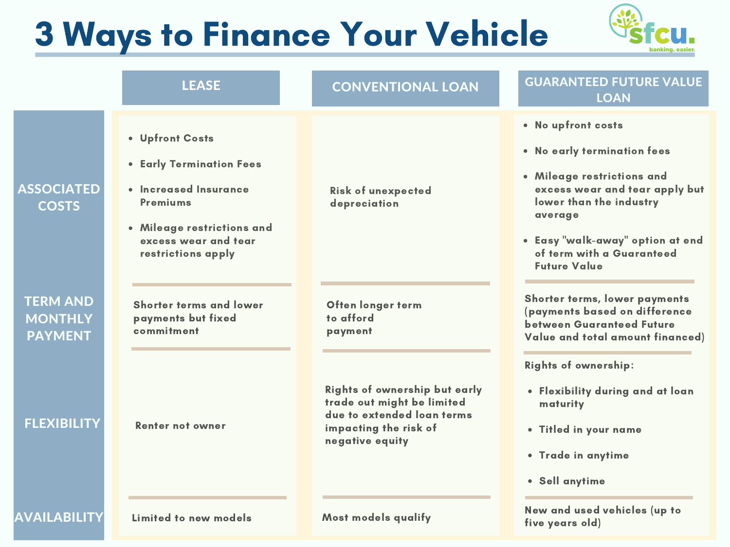# 3 Ways to Finance Your Vehicle

sfcu. banking. easier.

| | LEASE | CONVENTIONAL LOAN | GUARANTEED FUTURE VALUE LOAN |
|---|---|---|---|
| ASSOCIATED COSTS | • Upfront Costs<br>• Early Termination Fees<br>• Increased Insurance Premiums<br>• Mileage restrictions and excess wear and tear restrictions apply | Risk of unexpected depreciation | • No upfront costs<br>• No early termination fees<br>• Mileage restrictions and excess wear and tear apply but lower than the industry average<br>• Easy "walk-away" option at end of term with a Guaranteed Future Value |
| TERM AND MONTHLY PAYMENT | Shorter terms and lower payments but fixed commitment | Often longer term to afford payment | Shorter terms, lower payments (payments based on difference between Guaranteed Future Value and total amount financed) |
| FLEXIBILITY | Renter not owner | Rights of ownership but early trade out might be limited due to extended loan terms impacting the risk of negative equity | Rights of ownership:<br>• Flexibility during and at loan maturity<br>• Titled in your name<br>• Trade in anytime<br>• Sell anytime |
| AVAILABILITY | Limited to new models | Most models qualify | New and used vehicles (up to five years old) |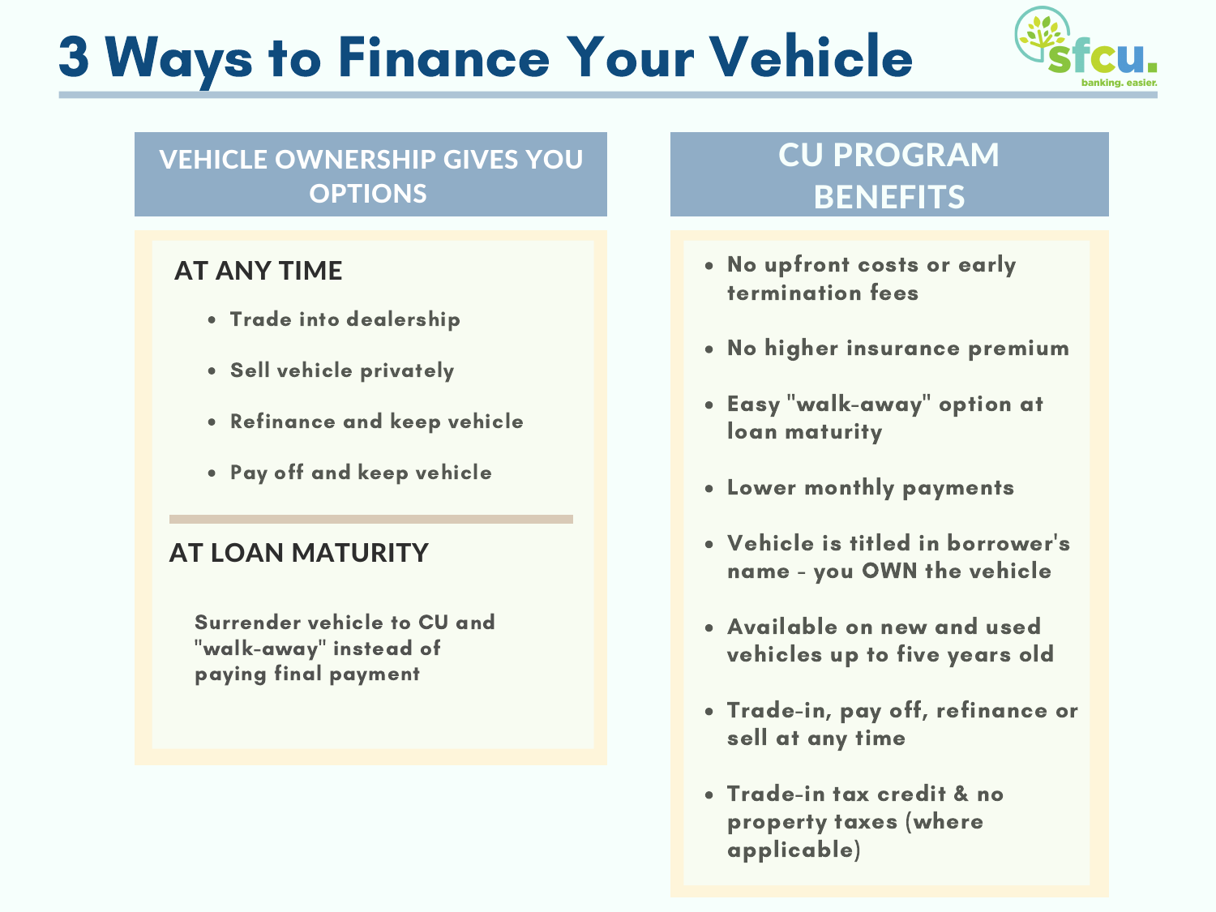# 3 Ways to Finance Your Vehicle

sfcu. banking. easier.

## VEHICLE OWNERSHIP GIVES YOU OPTIONS

### AT ANY TIME

- Trade into dealership
- Sell vehicle privately
- Refinance and keep vehicle
- Pay off and keep vehicle

### AT LOAN MATURITY

Surrender vehicle to CU and "walk-away" instead of paying final payment

## CU PROGRAM BENEFITS

- No upfront costs or early termination fees
- No higher insurance premium
- Easy "walk-away" option at loan maturity
- Lower monthly payments
- Vehicle is titled in borrower's name - you OWN the vehicle
- Available on new and used vehicles up to five years old
- Trade-in, pay off, refinance or sell at any time
- Trade-in tax credit & no property taxes (where applicable)